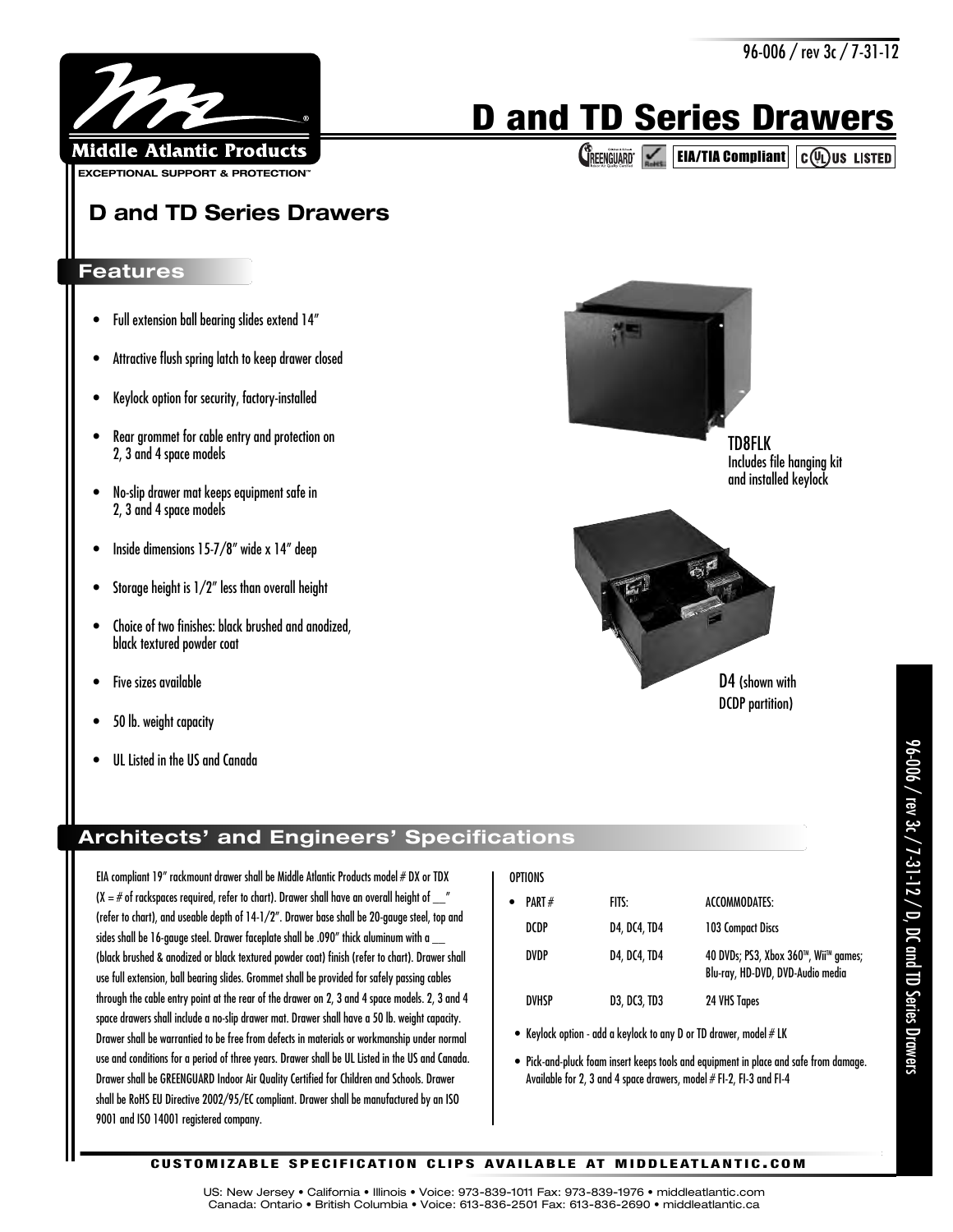# D and TD Series Drawers

GREENGUARD | RoHS | EIA/TIA Compliant | c UL us LISTED

## D and TD Series Drawers

### Features

- Full extension ball bearing slides extend 14"
- Attractive flush spring latch to keep drawer closed
- Keylock option for security, factory-installed
- Rear grommet for cable entry and protection on 2, 3 and 4 space models
- No-slip drawer mat keeps equipment safe in 2, 3 and 4 space models
- Inside dimensions 15-7/8" wide x 14" deep
- Storage height is 1/2" less than overall height
- Choice of two finishes: black brushed and anodized, black textured powder coat
- Five sizes available
- 50 lb. weight capacity
- UL Listed in the US and Canada

TD8FLK
Includes file hanging kit and installed keylock

D4 (shown with DCDP partition)

### Architects' and Engineers' Specifications

EIA compliant 19" rackmount drawer shall be Middle Atlantic Products model # DX or TDX (X = # of rackspaces required, refer to chart). Drawer shall have an overall height of __" (refer to chart), and useable depth of 14-1/2". Drawer base shall be 20-gauge steel, top and sides shall be 16-gauge steel. Drawer faceplate shall be .090" thick aluminum with a __ (black brushed & anodized or black textured powder coat) finish (refer to chart). Drawer shall use full extension, ball bearing slides. Grommet shall be provided for safely passing cables through the cable entry point at the rear of the drawer on 2, 3 and 4 space models. 2, 3 and 4 space drawers shall include a no-slip drawer mat. Drawer shall have a 50 lb. weight capacity. Drawer shall be warrantied to be free from defects in materials or workmanship under normal use and conditions for a period of three years. Drawer shall be UL Listed in the US and Canada. Drawer shall be GREENGUARD Indoor Air Quality Certified for Children and Schools. Drawer shall be RoHS EU Directive 2002/95/EC compliant. Drawer shall be manufactured by an ISO 9001 and ISO 14001 registered company.

OPTIONS

| PART # | FITS: | ACCOMMODATES: |
| --- | --- | --- |
| DCDP | D4, DC4, TD4 | 103 Compact Discs |
| DVDP | D4, DC4, TD4 | 40 DVDs; PS3, Xbox 360™, Wii™ games; Blu-ray, HD-DVD, DVD-Audio media |
| DVHSP | D3, DC3, TD3 | 24 VHS Tapes |

- Keylock option - add a keylock to any D or TD drawer, model # LK
- Pick-and-pluck foam insert keeps tools and equipment in place and safe from damage. Available for 2, 3 and 4 space drawers, model # FI-2, FI-3 and FI-4

CUSTOMIZABLE SPECIFICATION CLIPS AVAILABLE AT MIDDLEATLANTIC.COM

US: New Jersey • California • Illinois • Voice: 973-839-1011 Fax: 973-839-1976 • middleatlantic.com
Canada: Ontario • British Columbia • Voice: 613-836-2501 Fax: 613-836-2690 • middleatlantic.ca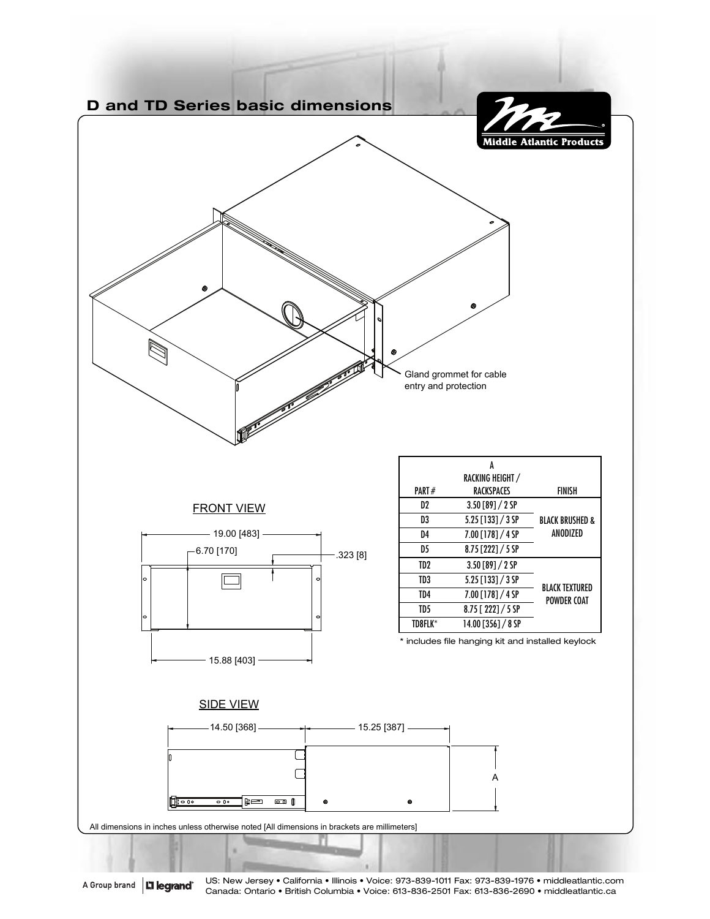## D and TD Series basic dimensions

Middle Atlantic Products

Gland grommet for cable entry and protection

FRONT VIEW

19.00 [483]

6.70 [170]

.323 [8]

15.88 [403]

| PART # | A RACKING HEIGHT / RACKSPACES | FINISH |
|---|---|---|
| D2 | 3.50 [89] / 2 SP | BLACK BRUSHED & ANODIZED |
| D3 | 5.25 [133] / 3 SP | |
| D4 | 7.00 [178] / 4 SP | |
| D5 | 8.75 [222] / 5 SP | |
| TD2 | 3.50 [89] / 2 SP | BLACK TEXTURED POWDER COAT |
| TD3 | 5.25 [133] / 3 SP | |
| TD4 | 7.00 [178] / 4 SP | |
| TD5 | 8.75 [ 222] / 5 SP | |
| TD8FLK* | 14.00 [356] / 8 SP | |

* includes file hanging kit and installed keylock

SIDE VIEW

14.50 [368]

15.25 [387]

A

All dimensions in inches unless otherwise noted [All dimensions in brackets are millimeters]

A Group brand legrand

US: New Jersey • California • Illinois • Voice: 973-839-1011 Fax: 973-839-1976 • middleatlantic.com
Canada: Ontario • British Columbia • Voice: 613-836-2501 Fax: 613-836-2690 • middleatlantic.ca